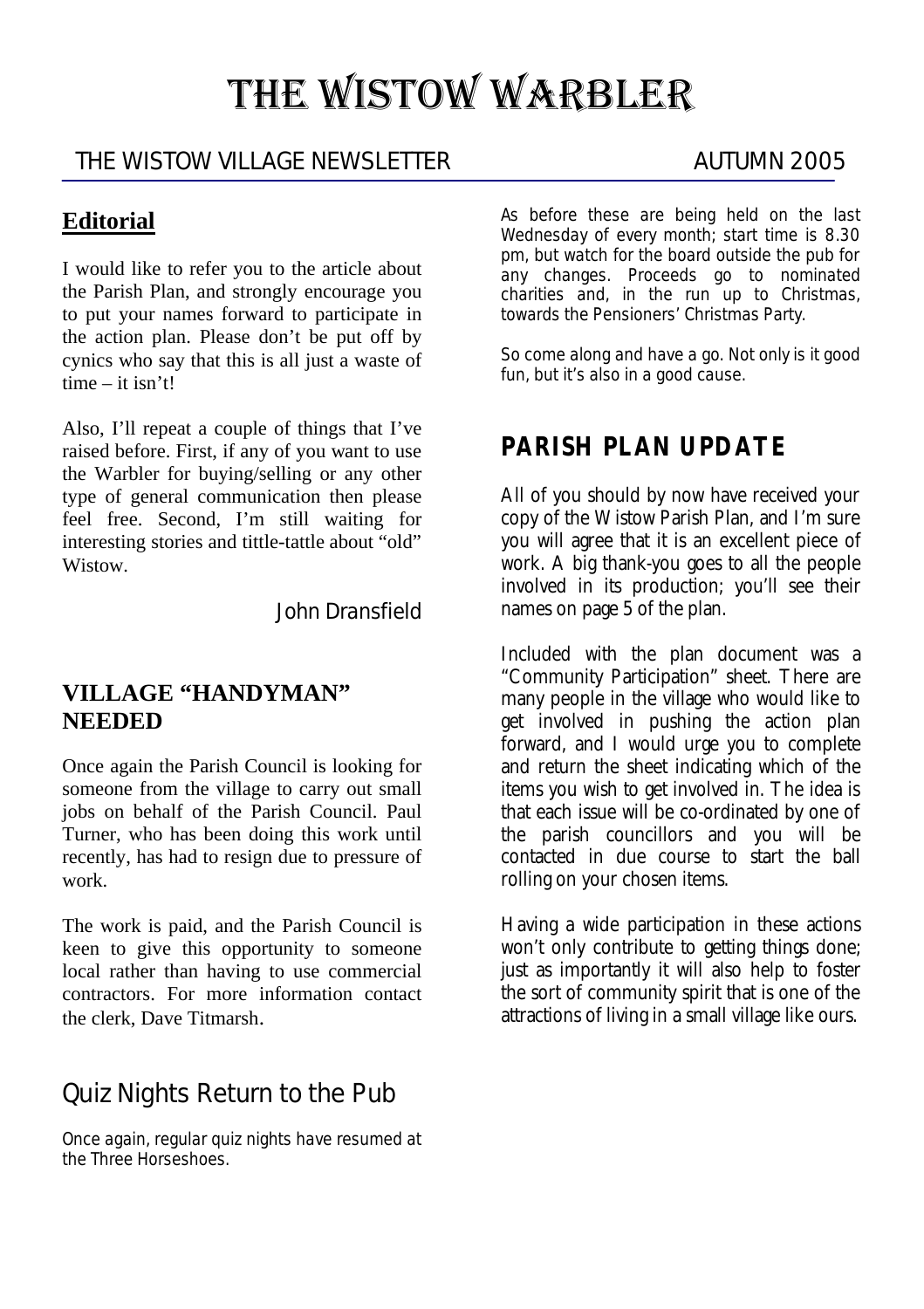# THE WISTOW WARBLER

THE WISTOW VILLAGE NEWSLETTER AUTUMN 2005

## Editorial

I would like to refer you to the article about the Parish Plan, and strongly encourage you to put your names forward to participate in the action plan. Please don't be put off by cynics who say that this is all just a waste of time – it isn't!

Also, I'll repeat a couple of things that I've raised before. First, if any of you want to use the Warbler for buying/selling or any other type of general communication then please feel free. Second, I'm still waiting for interesting stories and tittle-tattle about "old" Wistow.

John Dransfield

## VILLAGE "HANDYMAN" NEEDED

Once again the Parish Council is looking for someone from the village to carry out small jobs on behalf of the Parish Council. Paul Turner, who has been doing this work until recently, has had to resign due to pressure of work.

The work is paid, and the Parish Council is keen to give this opportunity to someone local rather than having to use commercial contractors. For more information contact the clerk, Dave Titmarsh.

## Quiz Nights Return to the Pub

*Once again, regular quiz nights have resumed at the Three Horseshoes.*

*As before these are being held on the last Wednesday of every month; start time is 8.30 pm, but watch for the board outside the pub for any changes. Proceeds go to nominated charities and, in the run up to Christmas, towards the Pensioners' Christmas Party.*

*So come along and have a go. Not only is it good fun, but it's also in a good cause.*

## PARISH PLAN UPDATE

All of you should by now have received your copy of the Wistow Parish Plan, and I'm sure you will agree that it is an excellent piece of work. A big thank-you goes to all the people involved in its production; you'll see their names on page 5 of the plan.

Included with the plan document was a "Community Participation" sheet. There are many people in the village who would like to get involved in pushing the action plan forward, and I would urge you to complete and return the sheet indicating which of the items you wish to get involved in. The idea is that each issue will be co-ordinated by one of the parish councillors and you will be contacted in due course to start the ball rolling on your chosen items.

Having a wide participation in these actions won't only contribute to getting things done; just as importantly it will also help to foster the sort of community spirit that is one of the attractions of living in a small village like ours.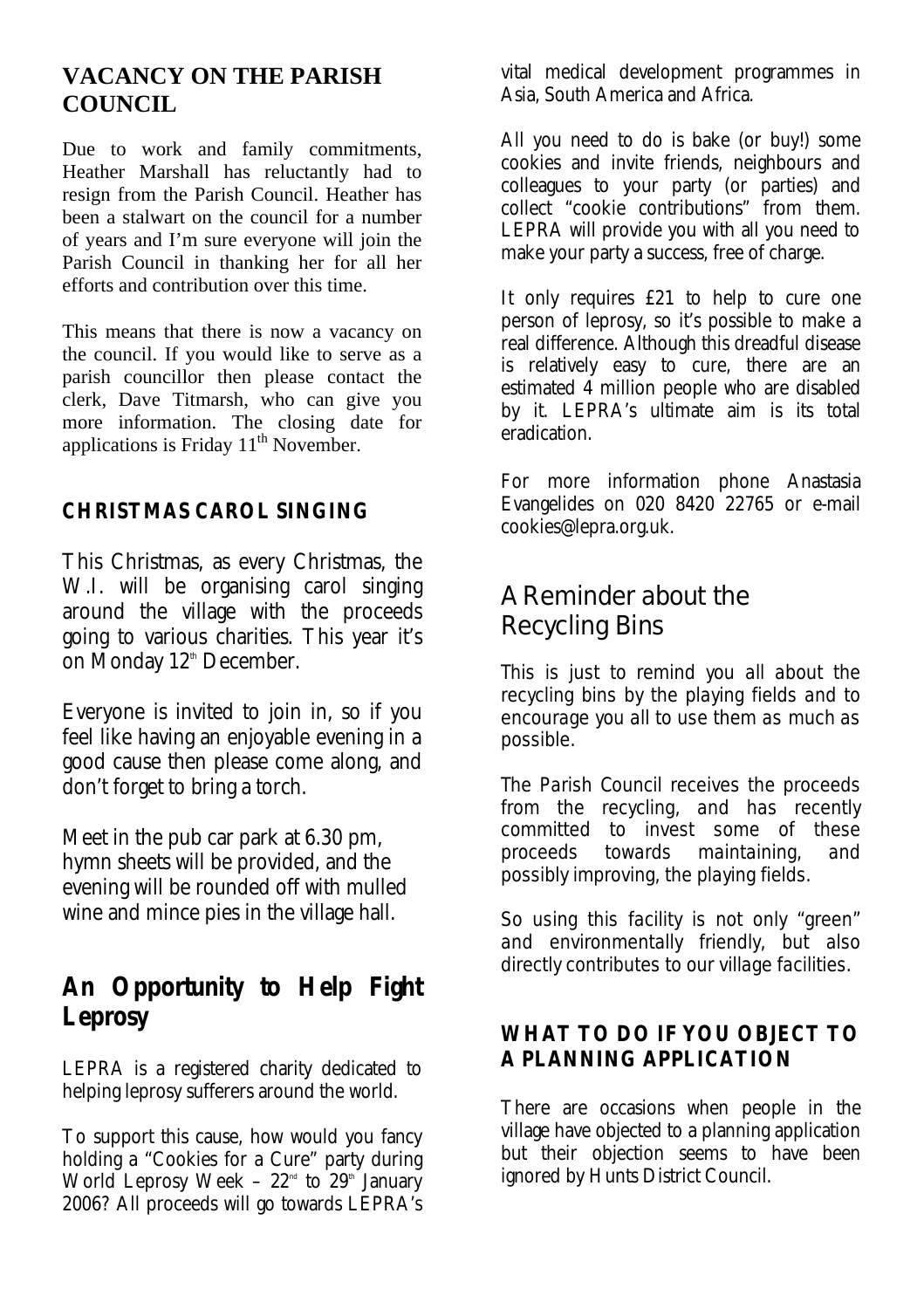## VACANCY ON THE PARISH COUNCIL

Due to work and family commitments, Heather Marshall has reluctantly had to resign from the Parish Council. Heather has been a stalwart on the council for a number of years and I'm sure everyone will join the Parish Council in thanking her for all her efforts and contribution over this time.

This means that there is now a vacancy on the council. If you would like to serve as a parish councillor then please contact the clerk, Dave Titmarsh, who can give you more information. The closing date for applications is Friday 11th November.

### CHRISTMAS CAROL SINGING

This Christmas, as every Christmas, the W.I. will be organising carol singing around the village with the proceeds going to various charities. This year it's on Monday 12th December.

Everyone is invited to join in, so if you feel like having an enjoyable evening in a good cause then please come along, and don't forget to bring a torch.

Meet in the pub car park at 6.30 pm, hymn sheets will be provided, and the evening will be rounded off with mulled wine and mince pies in the village hall.

## An Opportunity to Help Fight Leprosy

LEPRA is a registered charity dedicated to helping leprosy sufferers around the world.

To support this cause, how would you fancy holding a "Cookies for a Cure" party during World Leprosy Week – 22nd to 29th January 2006? All proceeds will go towards LEPRA's vital medical development programmes in Asia, South America and Africa.

All you need to do is bake (or buy!) some cookies and invite friends, neighbours and colleagues to your party (or parties) and collect "cookie contributions" from them. LEPRA will provide you with all you need to make your party a success, free of charge.

It only requires £21 to help to cure one person of leprosy, so it's possible to make a real difference. Although this dreadful disease is relatively easy to cure, there are an estimated 4 million people who are disabled by it. LEPRA's ultimate aim is its total eradication.

For more information phone Anastasia Evangelides on 020 8420 22765 or e-mail cookies@lepra.org.uk.

## A Reminder about the Recycling Bins

This is just to remind you all about the recycling bins by the playing fields and to encourage you all to use them as much as possible.

The Parish Council receives the proceeds from the recycling, and has recently committed to invest some of these proceeds towards maintaining, and possibly improving, the playing fields.

So using this facility is not only "green" and environmentally friendly, but also directly contributes to our village facilities.

### WHAT TO DO IF YOU OBJECT TO A PLANNING APPLICATION

There are occasions when people in the village have objected to a planning application but their objection seems to have been ignored by Hunts District Council.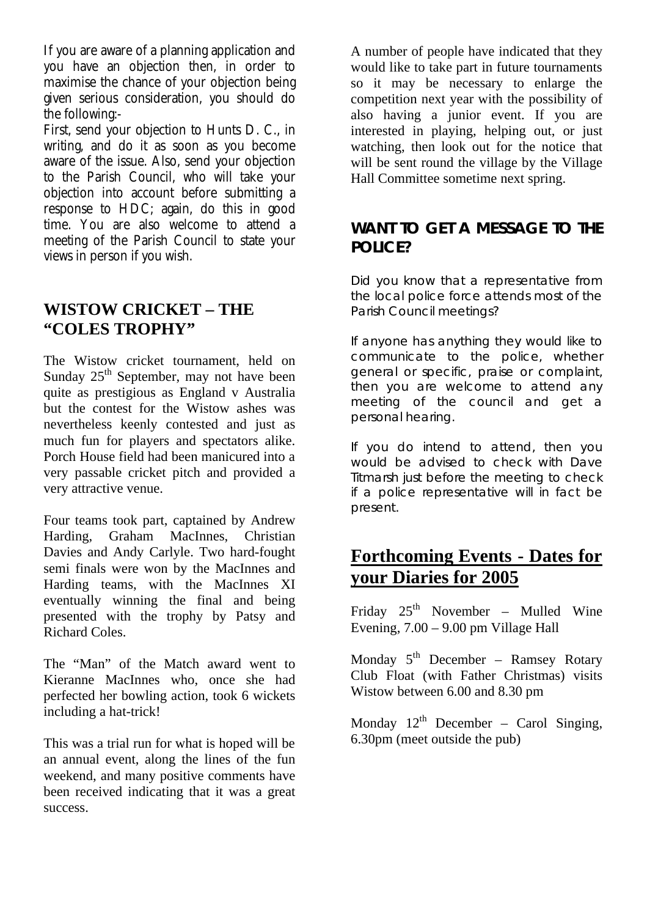If you are aware of a planning application and you have an objection then, in order to maximise the chance of your objection being given serious consideration, you should do the following:-

First, send your objection to Hunts D. C., in writing, and do it as soon as you become aware of the issue. Also, send your objection to the Parish Council, who will take your objection into account before submitting a response to HDC; again, do this in good time. You are also welcome to attend a meeting of the Parish Council to state your views in person if you wish.

## WISTOW CRICKET – THE "COLES TROPHY"

The Wistow cricket tournament, held on Sunday 25th September, may not have been quite as prestigious as England v Australia but the contest for the Wistow ashes was nevertheless keenly contested and just as much fun for players and spectators alike. Porch House field had been manicured into a very passable cricket pitch and provided a very attractive venue.

Four teams took part, captained by Andrew Harding, Graham MacInnes, Christian Davies and Andy Carlyle. Two hard-fought semi finals were won by the MacInnes and Harding teams, with the MacInnes XI eventually winning the final and being presented with the trophy by Patsy and Richard Coles.

The "Man" of the Match award went to Kieranne MacInnes who, once she had perfected her bowling action, took 6 wickets including a hat-trick!

This was a trial run for what is hoped will be an annual event, along the lines of the fun weekend, and many positive comments have been received indicating that it was a great success.

A number of people have indicated that they would like to take part in future tournaments so it may be necessary to enlarge the competition next year with the possibility of also having a junior event. If you are interested in playing, helping out, or just watching, then look out for the notice that will be sent round the village by the Village Hall Committee sometime next spring.

### WANT TO GET A MESSAGE TO THE POLICE?

Did you know that a representative from the local police force attends most of the Parish Council meetings?

If anyone has anything they would like to communicate to the police, whether general or specific, praise or complaint, then you are welcome to attend any meeting of the council and get a personal hearing.

If you do intend to attend, then you would be advised to check with Dave Titmarsh just before the meeting to check if a police representative will in fact be present.

## Forthcoming Events - Dates for your Diaries for 2005

Friday 25th November – Mulled Wine Evening, 7.00 – 9.00 pm Village Hall

Monday 5th December – Ramsey Rotary Club Float (with Father Christmas) visits Wistow between 6.00 and 8.30 pm

Monday 12th December – Carol Singing, 6.30pm (meet outside the pub)